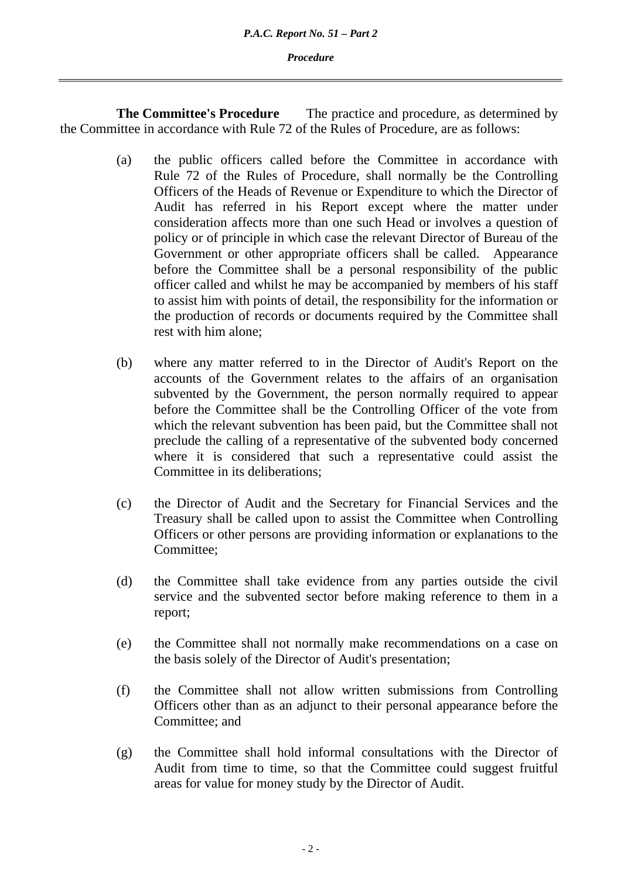**The Committee's Procedure** The practice and procedure, as determined by the Committee in accordance with Rule 72 of the Rules of Procedure, are as follows:

(a) the public officers called before the Committee in accordance with Rule 72 of the Rules of Procedure, shall normally be the Controlling Officers of the Heads of Revenue or Expenditure to which the Director of Audit has referred in his Report except where the matter under consideration affects more than one such Head or involves a question of policy or of principle in which case the relevant Director of Bureau of the Government or other appropriate officers shall be called. Appearance before the Committee shall be a personal responsibility of the public officer called and whilst he may be accompanied by members of his staff to assist him with points of detail, the responsibility for the information or the production of records or documents required by the Committee shall rest with him alone;

(b) where any matter referred to in the Director of Audit's Report on the accounts of the Government relates to the affairs of an organisation subvented by the Government, the person normally required to appear before the Committee shall be the Controlling Officer of the vote from which the relevant subvention has been paid, but the Committee shall not preclude the calling of a representative of the subvented body concerned where it is considered that such a representative could assist the Committee in its deliberations;

(c) the Director of Audit and the Secretary for Financial Services and the Treasury shall be called upon to assist the Committee when Controlling Officers or other persons are providing information or explanations to the Committee;

(d) the Committee shall take evidence from any parties outside the civil service and the subvented sector before making reference to them in a report;

(e) the Committee shall not normally make recommendations on a case on the basis solely of the Director of Audit's presentation;

(f) the Committee shall not allow written submissions from Controlling Officers other than as an adjunct to their personal appearance before the Committee; and

(g) the Committee shall hold informal consultations with the Director of Audit from time to time, so that the Committee could suggest fruitful areas for value for money study by the Director of Audit.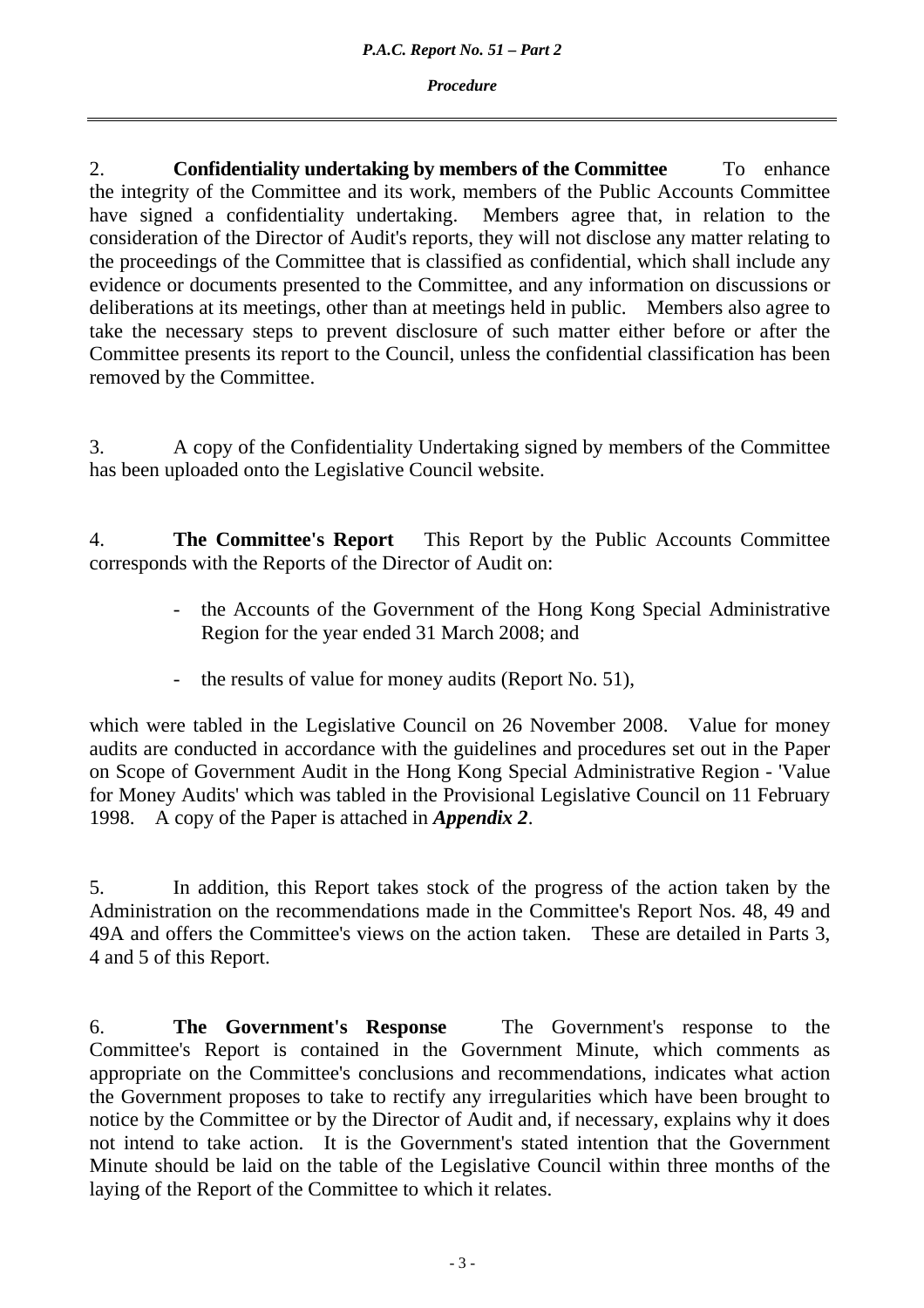2. **Confidentiality undertaking by members of the Committee** To enhance the integrity of the Committee and its work, members of the Public Accounts Committee have signed a confidentiality undertaking. Members agree that, in relation to the consideration of the Director of Audit's reports, they will not disclose any matter relating to the proceedings of the Committee that is classified as confidential, which shall include any evidence or documents presented to the Committee, and any information on discussions or deliberations at its meetings, other than at meetings held in public. Members also agree to take the necessary steps to prevent disclosure of such matter either before or after the Committee presents its report to the Council, unless the confidential classification has been removed by the Committee.

3. A copy of the Confidentiality Undertaking signed by members of the Committee has been uploaded onto the Legislative Council website.

4. **The Committee's Report** This Report by the Public Accounts Committee corresponds with the Reports of the Director of Audit on:

- the Accounts of the Government of the Hong Kong Special Administrative Region for the year ended 31 March 2008; and

- the results of value for money audits (Report No. 51),

which were tabled in the Legislative Council on 26 November 2008. Value for money audits are conducted in accordance with the guidelines and procedures set out in the Paper on Scope of Government Audit in the Hong Kong Special Administrative Region - 'Value for Money Audits' which was tabled in the Provisional Legislative Council on 11 February 1998. A copy of the Paper is attached in ***Appendix 2***.

5. In addition, this Report takes stock of the progress of the action taken by the Administration on the recommendations made in the Committee's Report Nos. 48, 49 and 49A and offers the Committee's views on the action taken. These are detailed in Parts 3, 4 and 5 of this Report.

6. **The Government's Response** The Government's response to the Committee's Report is contained in the Government Minute, which comments as appropriate on the Committee's conclusions and recommendations, indicates what action the Government proposes to take to rectify any irregularities which have been brought to notice by the Committee or by the Director of Audit and, if necessary, explains why it does not intend to take action. It is the Government's stated intention that the Government Minute should be laid on the table of the Legislative Council within three months of the laying of the Report of the Committee to which it relates.